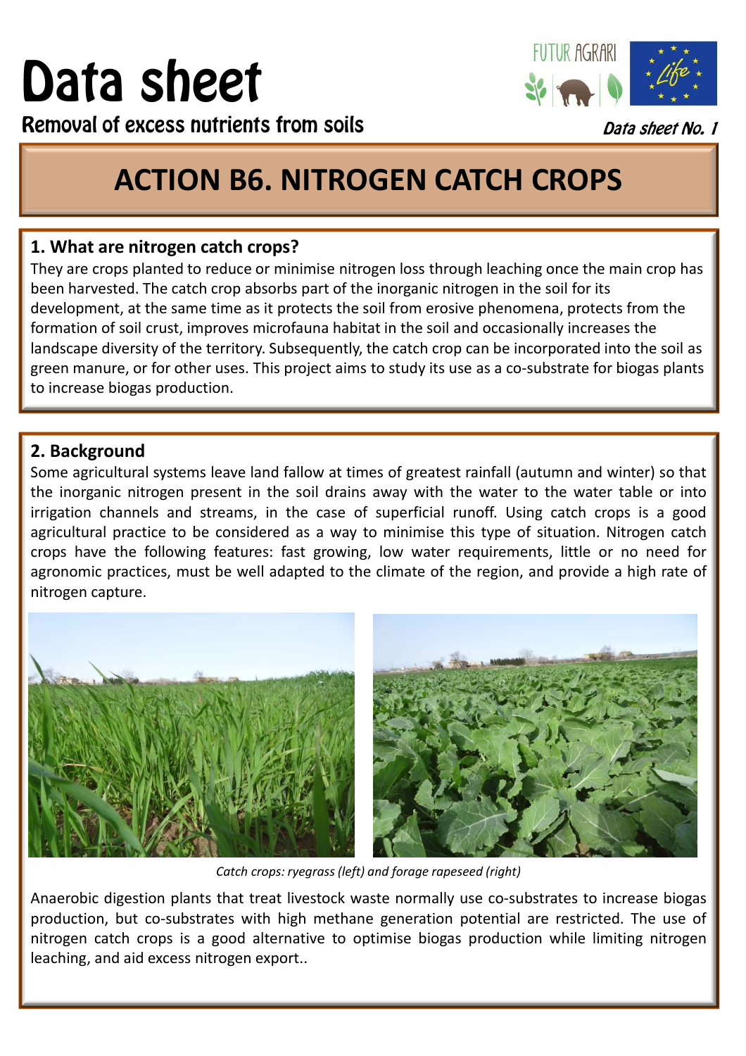# Data sheet

**Removal of excess nutrients from soils**

*Data sheet No. 1*

# ACTION B6. NITROGEN CATCH CROPS

## 1. What are nitrogen catch crops?

They are crops planted to reduce or minimise nitrogen loss through leaching once the main crop has been harvested. The catch crop absorbs part of the inorganic nitrogen in the soil for its development, at the same time as it protects the soil from erosive phenomena, protects from the formation of soil crust, improves microfauna habitat in the soil and occasionally increases the landscape diversity of the territory. Subsequently, the catch crop can be incorporated into the soil as green manure, or for other uses. This project aims to study its use as a co-substrate for biogas plants to increase biogas production.

## 2. Background

Some agricultural systems leave land fallow at times of greatest rainfall (autumn and winter) so that the inorganic nitrogen present in the soil drains away with the water to the water table or into irrigation channels and streams, in the case of superficial runoff. Using catch crops is a good agricultural practice to be considered as a way to minimise this type of situation. Nitrogen catch crops have the following features: fast growing, low water requirements, little or no need for agronomic practices, must be well adapted to the climate of the region, and provide a high rate of nitrogen capture.

*Catch crops: ryegrass (left) and forage rapeseed (right)*

Anaerobic digestion plants that treat livestock waste normally use co-substrates to increase biogas production, but co-substrates with high methane generation potential are restricted. The use of nitrogen catch crops is a good alternative to optimise biogas production while limiting nitrogen leaching, and aid excess nitrogen export..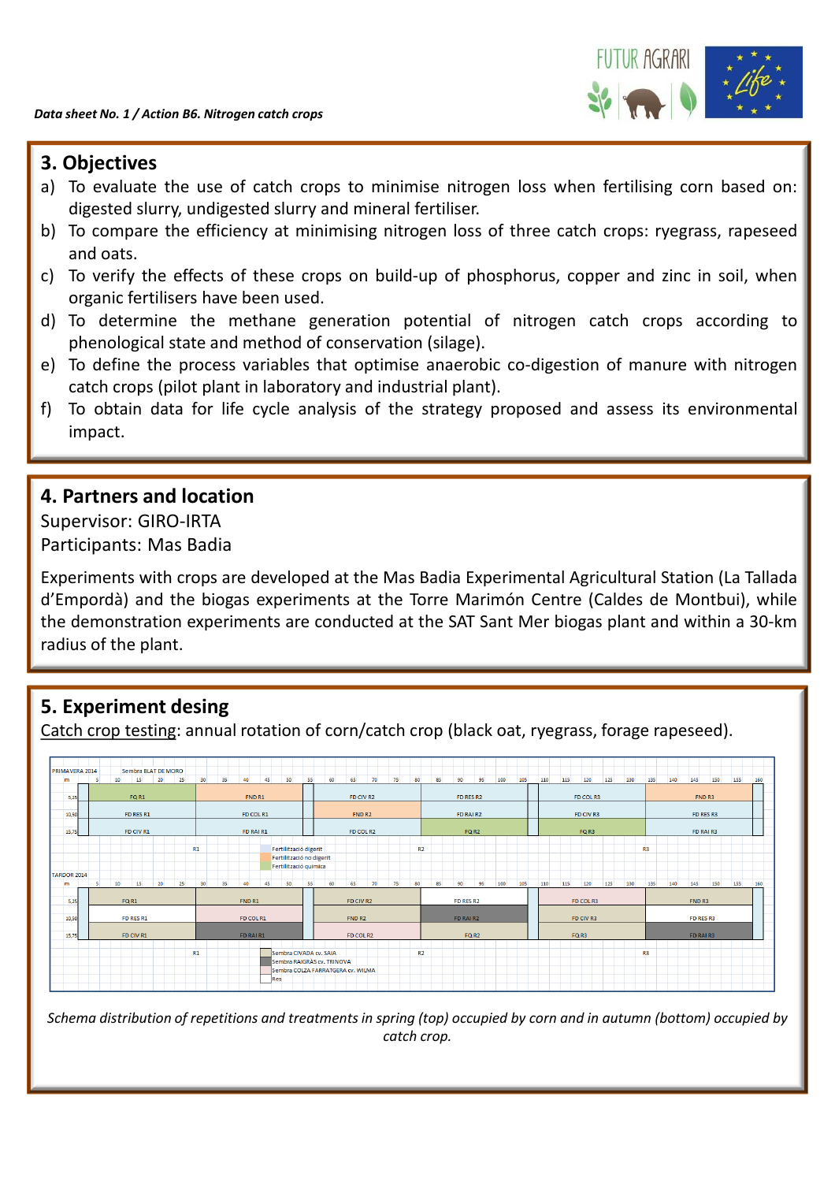## 3. Objectives

a) To evaluate the use of catch crops to minimise nitrogen loss when fertilising corn based on: digested slurry, undigested slurry and mineral fertiliser.

b) To compare the efficiency at minimising nitrogen loss of three catch crops: ryegrass, rapeseed and oats.

c) To verify the effects of these crops on build-up of phosphorus, copper and zinc in soil, when organic fertilisers have been used.

d) To determine the methane generation potential of nitrogen catch crops according to phenological state and method of conservation (silage).

e) To define the process variables that optimise anaerobic co-digestion of manure with nitrogen catch crops (pilot plant in laboratory and industrial plant).

f) To obtain data for life cycle analysis of the strategy proposed and assess its environmental impact.

## 4. Partners and location

Supervisor: GIRO-IRTA

Participants: Mas Badia

Experiments with crops are developed at the Mas Badia Experimental Agricultural Station (La Tallada d'Empordà) and the biogas experiments at the Torre Marimón Centre (Caldes de Montbui), while the demonstration experiments are conducted at the SAT Sant Mer biogas plant and within a 30-km radius of the plant.

## 5. Experiment desing

Catch crop testing: annual rotation of corn/catch crop (black oat, ryegrass, forage rapeseed).

PRIMAVERA 2014 — Sembra BLAT DE MORO

| m | | | | | | |
|---|---|---|---|---|---|---|
| 5,15 | FQ R1 | FND R1 | FD CIV R2 | FD RES R2 | FD COL R3 | FND R3 |
| 10,50 | FD RES R1 | FD COL R1 | FND R2 | FD RAI R2 | FD CIV R3 | FD RES R3 |
| 15,75 | FD CIV R1 | FD RAI R1 | FD COL R2 | FQ R2 | FQ R3 | FD RAI R3 |

R1 — R2 — R3

Fertilització digerit
Fertilització no digerit
Fertilització química

TARDOR 2014

| m | | | | | | |
|---|---|---|---|---|---|---|
| 5,15 | FQ R1 | FND R1 | FD CIV R2 | FD RES R2 | FD COL R3 | FND R3 |
| 10,50 | FD RES R1 | FD COL R1 | FND R2 | FD RAI R2 | FD CIV R3 | FD RES R3 |
| 15,75 | FD CIV R1 | FD RAI R1 | FD COL R2 | FQ R2 | FQ R3 | FD RAI R3 |

R1 — R2 — R3

Sembra CIVADA cv. SAIA
Sembra RAIGRÀS cv. TRINOVA
Sembra COLZA FARRATGERA cv. WILMA
Res

*Schema distribution of repetitions and treatments in spring (top) occupied by corn and in autumn (bottom) occupied by catch crop.*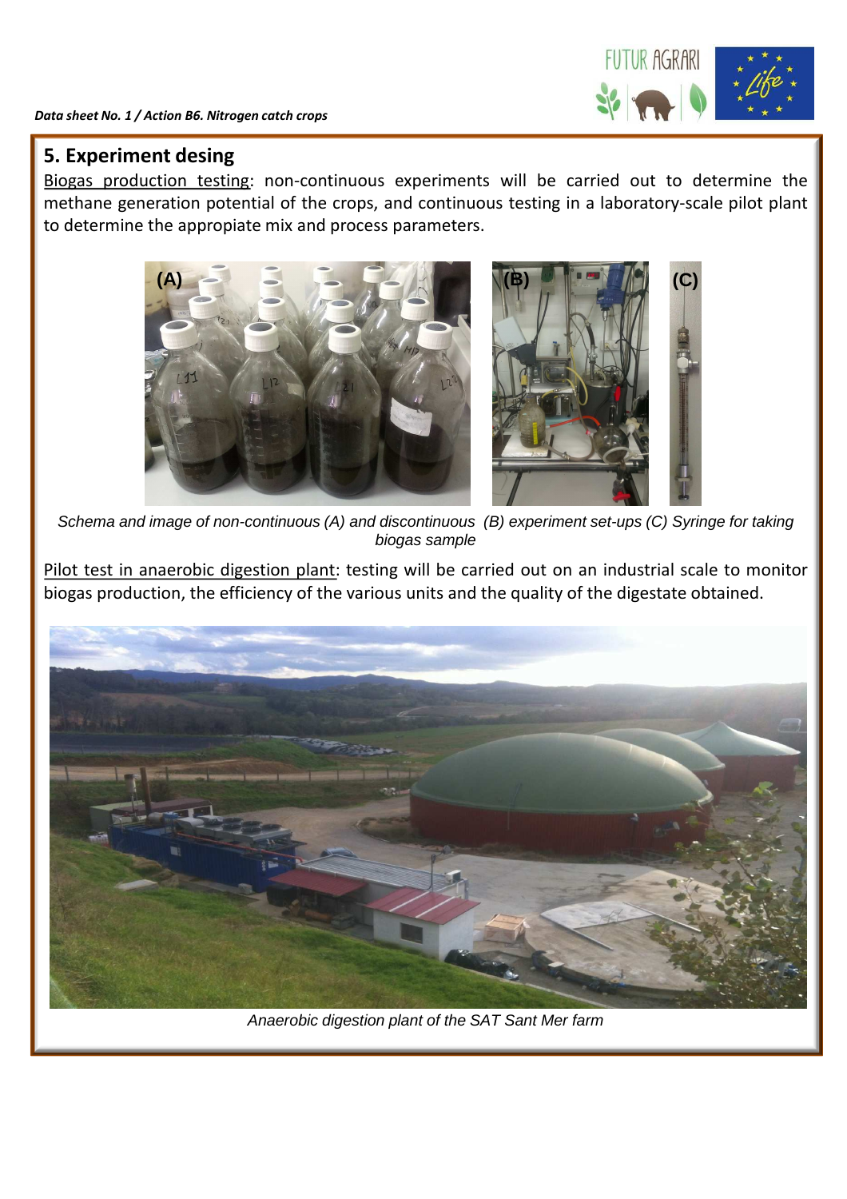## 5. Experiment desing

Biogas production testing: non-continuous experiments will be carried out to determine the methane generation potential of the crops, and continuous testing in a laboratory-scale pilot plant to determine the appropiate mix and process parameters.

*Schema and image of non-continuous (A) and discontinuous (B) experiment set-ups (C) Syringe for taking biogas sample*

Pilot test in anaerobic digestion plant: testing will be carried out on an industrial scale to monitor biogas production, the efficiency of the various units and the quality of the digestate obtained.

*Anaerobic digestion plant of the SAT Sant Mer farm*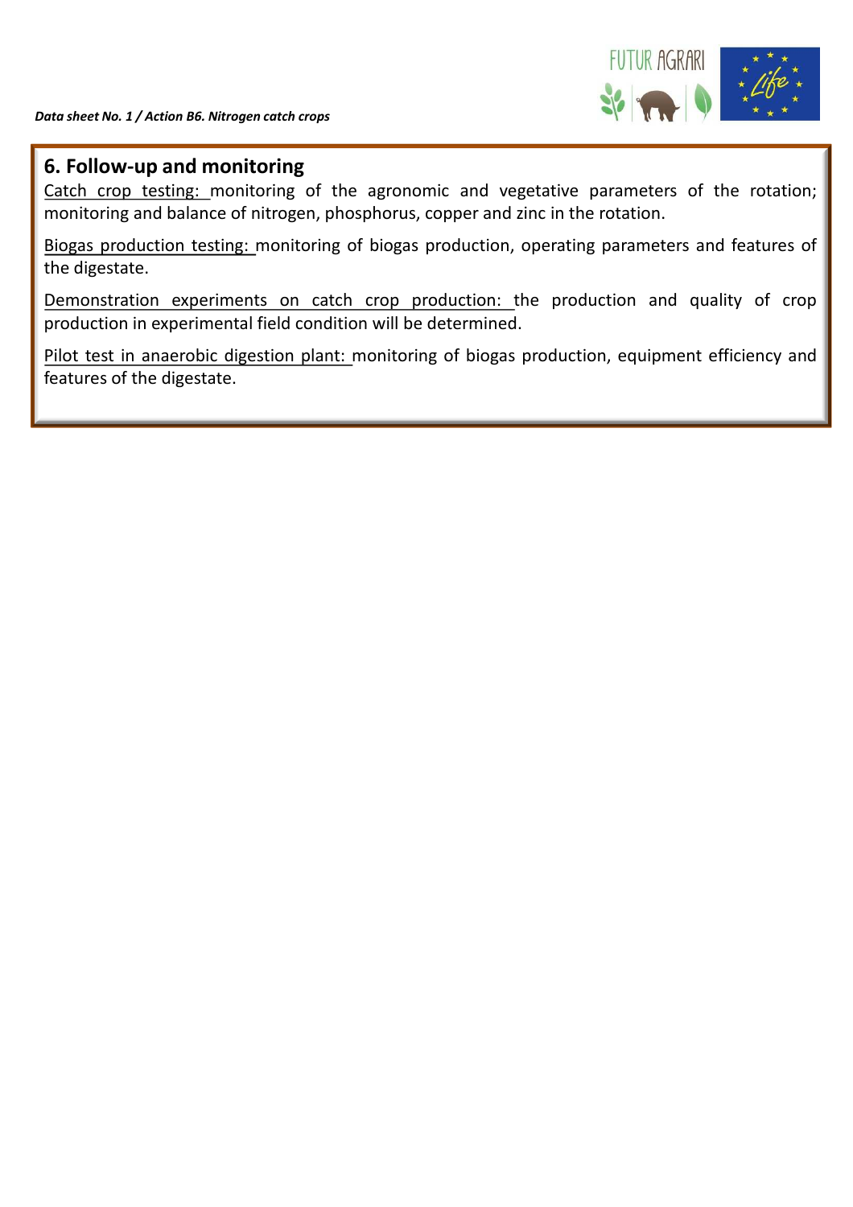## 6. Follow-up and monitoring

Catch crop testing: monitoring of the agronomic and vegetative parameters of the rotation; monitoring and balance of nitrogen, phosphorus, copper and zinc in the rotation.

Biogas production testing: monitoring of biogas production, operating parameters and features of the digestate.

Demonstration experiments on catch crop production: the production and quality of crop production in experimental field condition will be determined.

Pilot test in anaerobic digestion plant: monitoring of biogas production, equipment efficiency and features of the digestate.